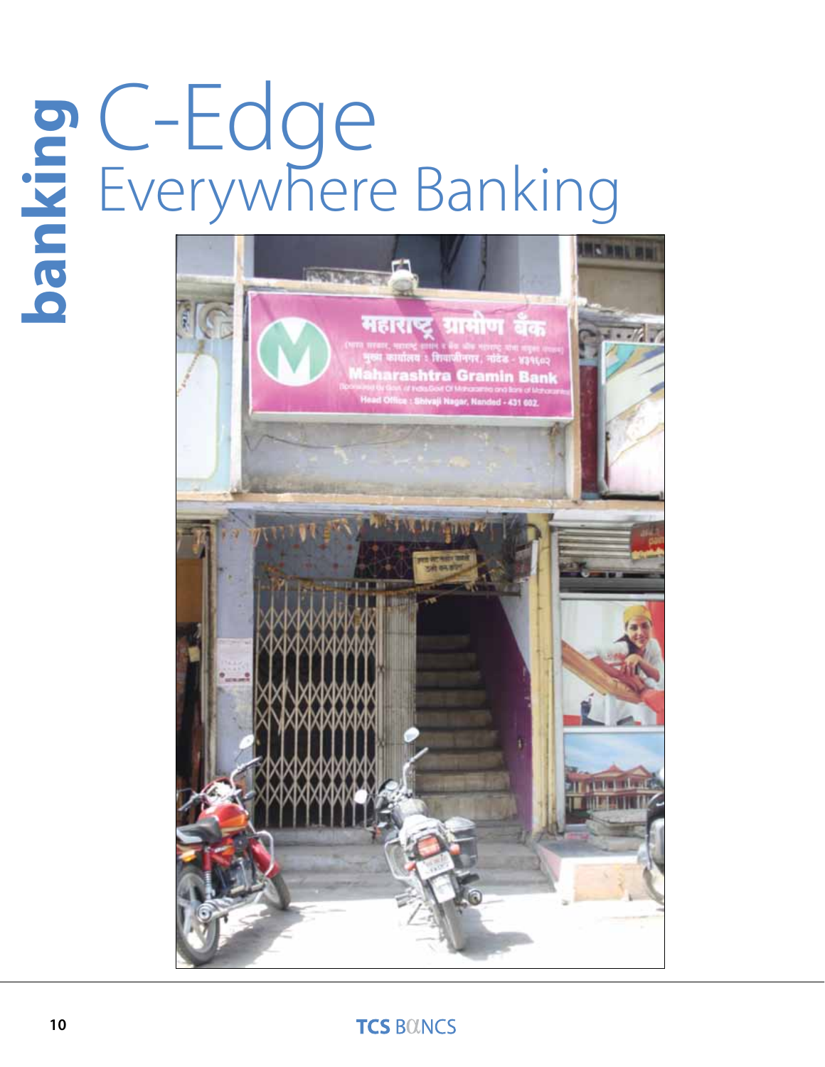# C-Edge Everywhere Banking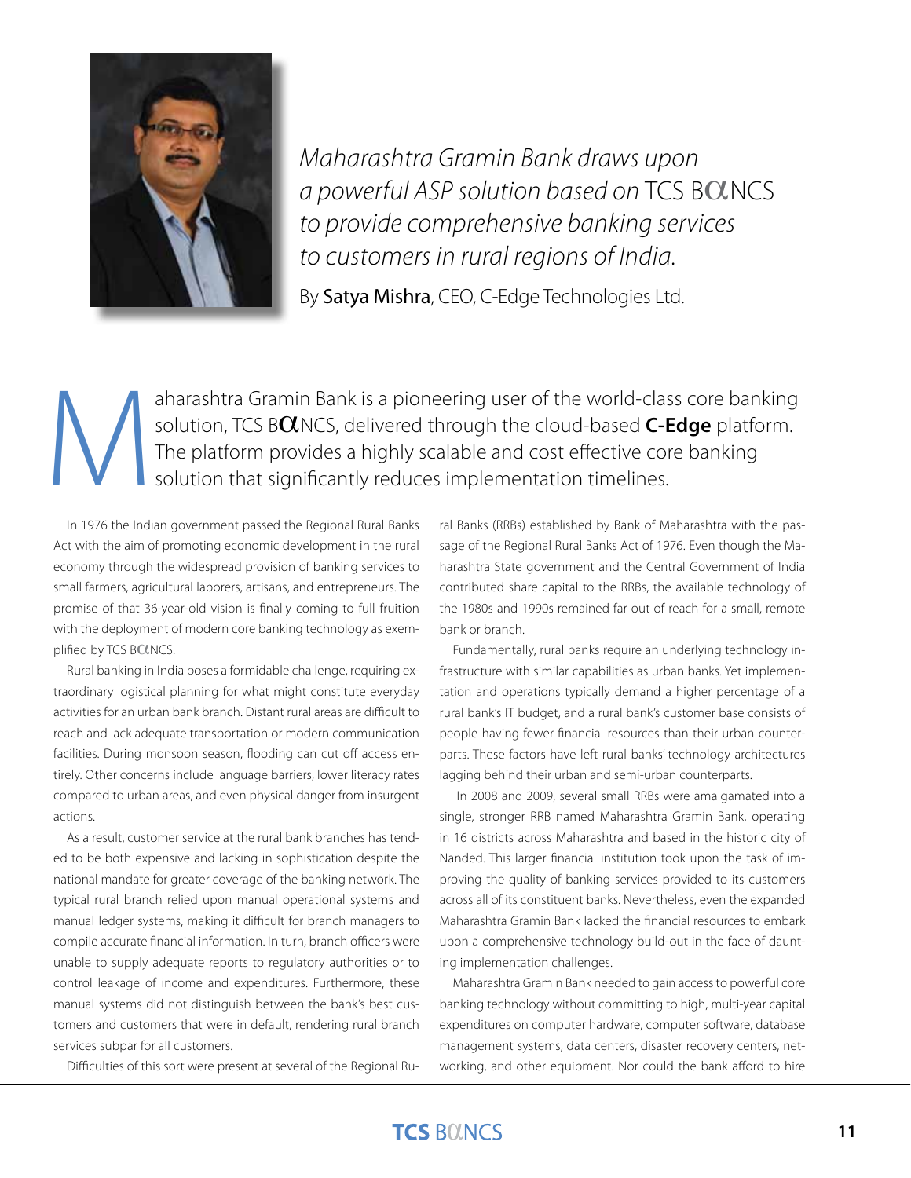*Maharashtra Gramin Bank draws upon a powerful ASP solution based on* TCS BαNCS *to provide comprehensive banking services to customers in rural regions of India.*

By **Satya Mishra**, CEO, C-Edge Technologies Ltd.

Maharashtra Gramin Bank is a pioneering user of the world-class core banking solution, TCS BαNCS, delivered through the cloud-based **C-Edge** platform. The platform provides a highly scalable and cost effective core banking solution that significantly reduces implementation timelines.

In 1976 the Indian government passed the Regional Rural Banks Act with the aim of promoting economic development in the rural economy through the widespread provision of banking services to small farmers, agricultural laborers, artisans, and entrepreneurs. The promise of that 36-year-old vision is finally coming to full fruition with the deployment of modern core banking technology as exemplified by TCS BαNCS.

Rural banking in India poses a formidable challenge, requiring extraordinary logistical planning for what might constitute everyday activities for an urban bank branch. Distant rural areas are difficult to reach and lack adequate transportation or modern communication facilities. During monsoon season, flooding can cut off access entirely. Other concerns include language barriers, lower literacy rates compared to urban areas, and even physical danger from insurgent actions.

As a result, customer service at the rural bank branches has tended to be both expensive and lacking in sophistication despite the national mandate for greater coverage of the banking network. The typical rural branch relied upon manual operational systems and manual ledger systems, making it difficult for branch managers to compile accurate financial information. In turn, branch officers were unable to supply adequate reports to regulatory authorities or to control leakage of income and expenditures. Furthermore, these manual systems did not distinguish between the bank's best customers and customers that were in default, rendering rural branch services subpar for all customers.

Difficulties of this sort were present at several of the Regional Rural Banks (RRBs) established by Bank of Maharashtra with the passage of the Regional Rural Banks Act of 1976. Even though the Maharashtra State government and the Central Government of India contributed share capital to the RRBs, the available technology of the 1980s and 1990s remained far out of reach for a small, remote bank or branch.

Fundamentally, rural banks require an underlying technology infrastructure with similar capabilities as urban banks. Yet implementation and operations typically demand a higher percentage of a rural bank's IT budget, and a rural bank's customer base consists of people having fewer financial resources than their urban counterparts. These factors have left rural banks' technology architectures lagging behind their urban and semi-urban counterparts.

In 2008 and 2009, several small RRBs were amalgamated into a single, stronger RRB named Maharashtra Gramin Bank, operating in 16 districts across Maharashtra and based in the historic city of Nanded. This larger financial institution took upon the task of improving the quality of banking services provided to its customers across all of its constituent banks. Nevertheless, even the expanded Maharashtra Gramin Bank lacked the financial resources to embark upon a comprehensive technology build-out in the face of daunting implementation challenges.

Maharashtra Gramin Bank needed to gain access to powerful core banking technology without committing to high, multi-year capital expenditures on computer hardware, computer software, database management systems, data centers, disaster recovery centers, networking, and other equipment. Nor could the bank afford to hire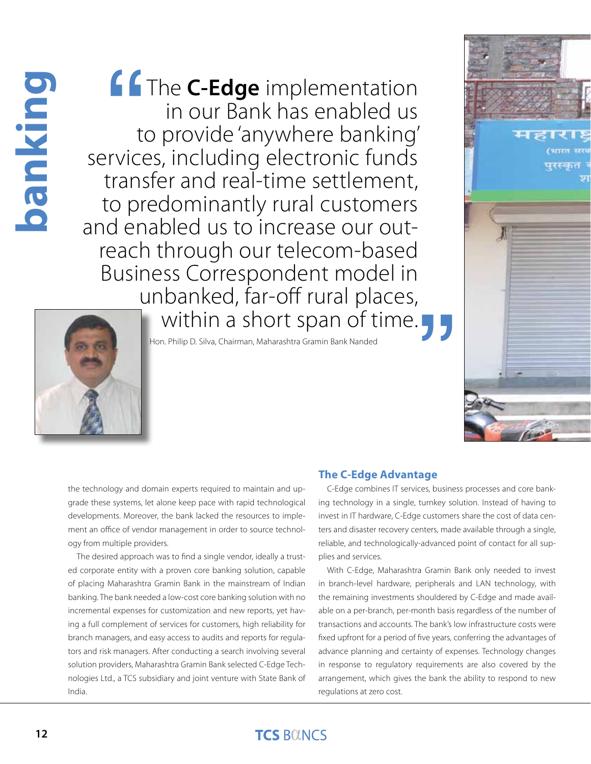> "The **C-Edge** implementation in our Bank has enabled us to provide 'anywhere banking' services, including electronic funds transfer and real-time settlement, to predominantly rural customers and enabled us to increase our out-reach through our telecom-based Business Correspondent model in unbanked, far-off rural places, within a short span of time."
>
> Hon. Philip D. Silva, Chairman, Maharashtra Gramin Bank Nanded

the technology and domain experts required to maintain and upgrade these systems, let alone keep pace with rapid technological developments. Moreover, the bank lacked the resources to implement an office of vendor management in order to source technology from multiple providers.

The desired approach was to find a single vendor, ideally a trusted corporate entity with a proven core banking solution, capable of placing Maharashtra Gramin Bank in the mainstream of Indian banking. The bank needed a low-cost core banking solution with no incremental expenses for customization and new reports, yet having a full complement of services for customers, high reliability for branch managers, and easy access to audits and reports for regulators and risk managers. After conducting a search involving several solution providers, Maharashtra Gramin Bank selected C-Edge Technologies Ltd., a TCS subsidiary and joint venture with State Bank of India.

## The C-Edge Advantage

C-Edge combines IT services, business processes and core banking technology in a single, turnkey solution. Instead of having to invest in IT hardware, C-Edge customers share the cost of data centers and disaster recovery centers, made available through a single, reliable, and technologically-advanced point of contact for all supplies and services.

With C-Edge, Maharashtra Gramin Bank only needed to invest in branch-level hardware, peripherals and LAN technology, with the remaining investments shouldered by C-Edge and made available on a per-branch, per-month basis regardless of the number of transactions and accounts. The bank's low infrastructure costs were fixed upfront for a period of five years, conferring the advantages of advance planning and certainty of expenses. Technology changes in response to regulatory requirements are also covered by the arrangement, which gives the bank the ability to respond to new regulations at zero cost.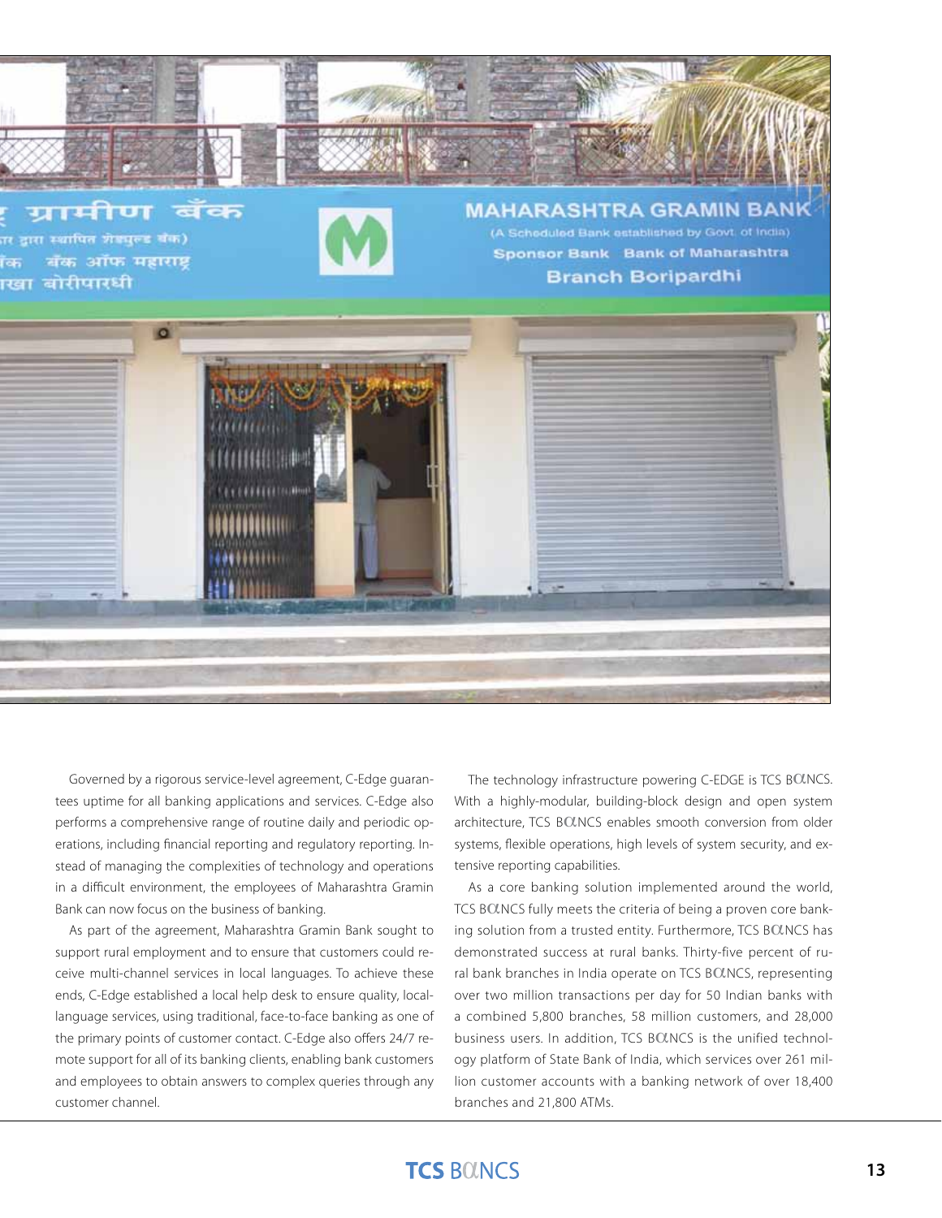Governed by a rigorous service-level agreement, C-Edge guarantees uptime for all banking applications and services. C-Edge also performs a comprehensive range of routine daily and periodic operations, including financial reporting and regulatory reporting. Instead of managing the complexities of technology and operations in a difficult environment, the employees of Maharashtra Gramin Bank can now focus on the business of banking.

As part of the agreement, Maharashtra Gramin Bank sought to support rural employment and to ensure that customers could receive multi-channel services in local languages. To achieve these ends, C-Edge established a local help desk to ensure quality, local-language services, using traditional, face-to-face banking as one of the primary points of customer contact. C-Edge also offers 24/7 remote support for all of its banking clients, enabling bank customers and employees to obtain answers to complex queries through any customer channel.

The technology infrastructure powering C-EDGE is TCS BαNCS. With a highly-modular, building-block design and open system architecture, TCS BαNCS enables smooth conversion from older systems, flexible operations, high levels of system security, and extensive reporting capabilities.

As a core banking solution implemented around the world, TCS BαNCS fully meets the criteria of being a proven core banking solution from a trusted entity. Furthermore, TCS BαNCS has demonstrated success at rural banks. Thirty-five percent of rural bank branches in India operate on TCS BαNCS, representing over two million transactions per day for 50 Indian banks with a combined 5,800 branches, 58 million customers, and 28,000 business users. In addition, TCS BαNCS is the unified technology platform of State Bank of India, which services over 261 million customer accounts with a banking network of over 18,400 branches and 21,800 ATMs.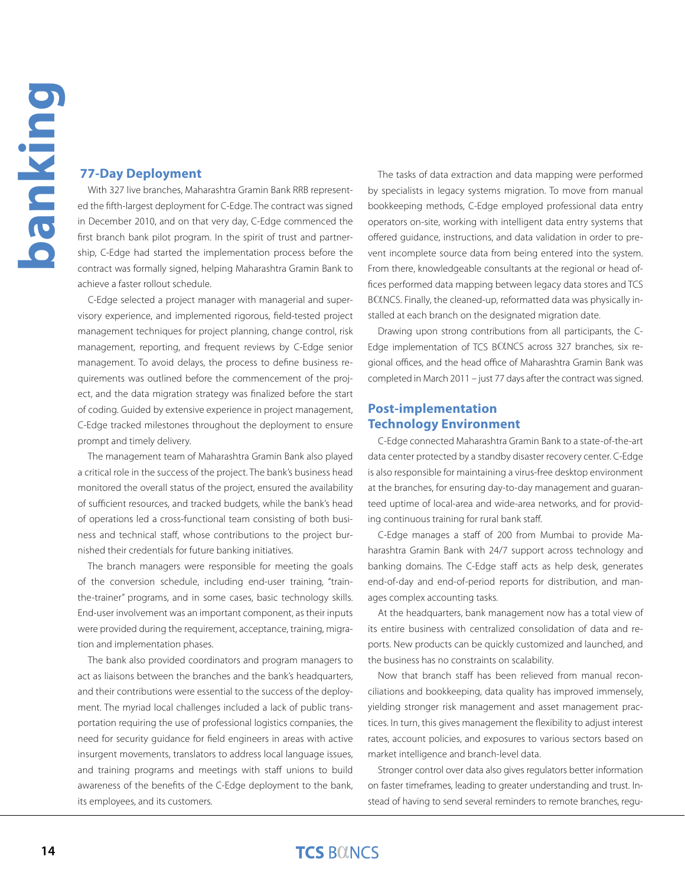## 77-Day Deployment

With 327 live branches, Maharashtra Gramin Bank RRB represented the fifth-largest deployment for C-Edge. The contract was signed in December 2010, and on that very day, C-Edge commenced the first branch bank pilot program. In the spirit of trust and partnership, C-Edge had started the implementation process before the contract was formally signed, helping Maharashtra Gramin Bank to achieve a faster rollout schedule.

C-Edge selected a project manager with managerial and supervisory experience, and implemented rigorous, field-tested project management techniques for project planning, change control, risk management, reporting, and frequent reviews by C-Edge senior management. To avoid delays, the process to define business requirements was outlined before the commencement of the project, and the data migration strategy was finalized before the start of coding. Guided by extensive experience in project management, C-Edge tracked milestones throughout the deployment to ensure prompt and timely delivery.

The management team of Maharashtra Gramin Bank also played a critical role in the success of the project. The bank's business head monitored the overall status of the project, ensured the availability of sufficient resources, and tracked budgets, while the bank's head of operations led a cross-functional team consisting of both business and technical staff, whose contributions to the project burnished their credentials for future banking initiatives.

The branch managers were responsible for meeting the goals of the conversion schedule, including end-user training, "train-the-trainer" programs, and in some cases, basic technology skills. End-user involvement was an important component, as their inputs were provided during the requirement, acceptance, training, migration and implementation phases.

The bank also provided coordinators and program managers to act as liaisons between the branches and the bank's headquarters, and their contributions were essential to the success of the deployment. The myriad local challenges included a lack of public transportation requiring the use of professional logistics companies, the need for security guidance for field engineers in areas with active insurgent movements, translators to address local language issues, and training programs and meetings with staff unions to build awareness of the benefits of the C-Edge deployment to the bank, its employees, and its customers.

The tasks of data extraction and data mapping were performed by specialists in legacy systems migration. To move from manual bookkeeping methods, C-Edge employed professional data entry operators on-site, working with intelligent data entry systems that offered guidance, instructions, and data validation in order to prevent incomplete source data from being entered into the system. From there, knowledgeable consultants at the regional or head offices performed data mapping between legacy data stores and TCS BαNCS. Finally, the cleaned-up, reformatted data was physically installed at each branch on the designated migration date.

Drawing upon strong contributions from all participants, the C-Edge implementation of TCS BαNCS across 327 branches, six regional offices, and the head office of Maharashtra Gramin Bank was completed in March 2011 – just 77 days after the contract was signed.

## Post-implementation Technology Environment

C-Edge connected Maharashtra Gramin Bank to a state-of-the-art data center protected by a standby disaster recovery center. C-Edge is also responsible for maintaining a virus-free desktop environment at the branches, for ensuring day-to-day management and guaranteed uptime of local-area and wide-area networks, and for providing continuous training for rural bank staff.

C-Edge manages a staff of 200 from Mumbai to provide Maharashtra Gramin Bank with 24/7 support across technology and banking domains. The C-Edge staff acts as help desk, generates end-of-day and end-of-period reports for distribution, and manages complex accounting tasks.

At the headquarters, bank management now has a total view of its entire business with centralized consolidation of data and reports. New products can be quickly customized and launched, and the business has no constraints on scalability.

Now that branch staff has been relieved from manual reconciliations and bookkeeping, data quality has improved immensely, yielding stronger risk management and asset management practices. In turn, this gives management the flexibility to adjust interest rates, account policies, and exposures to various sectors based on market intelligence and branch-level data.

Stronger control over data also gives regulators better information on faster timeframes, leading to greater understanding and trust. Instead of having to send several reminders to remote branches, regu-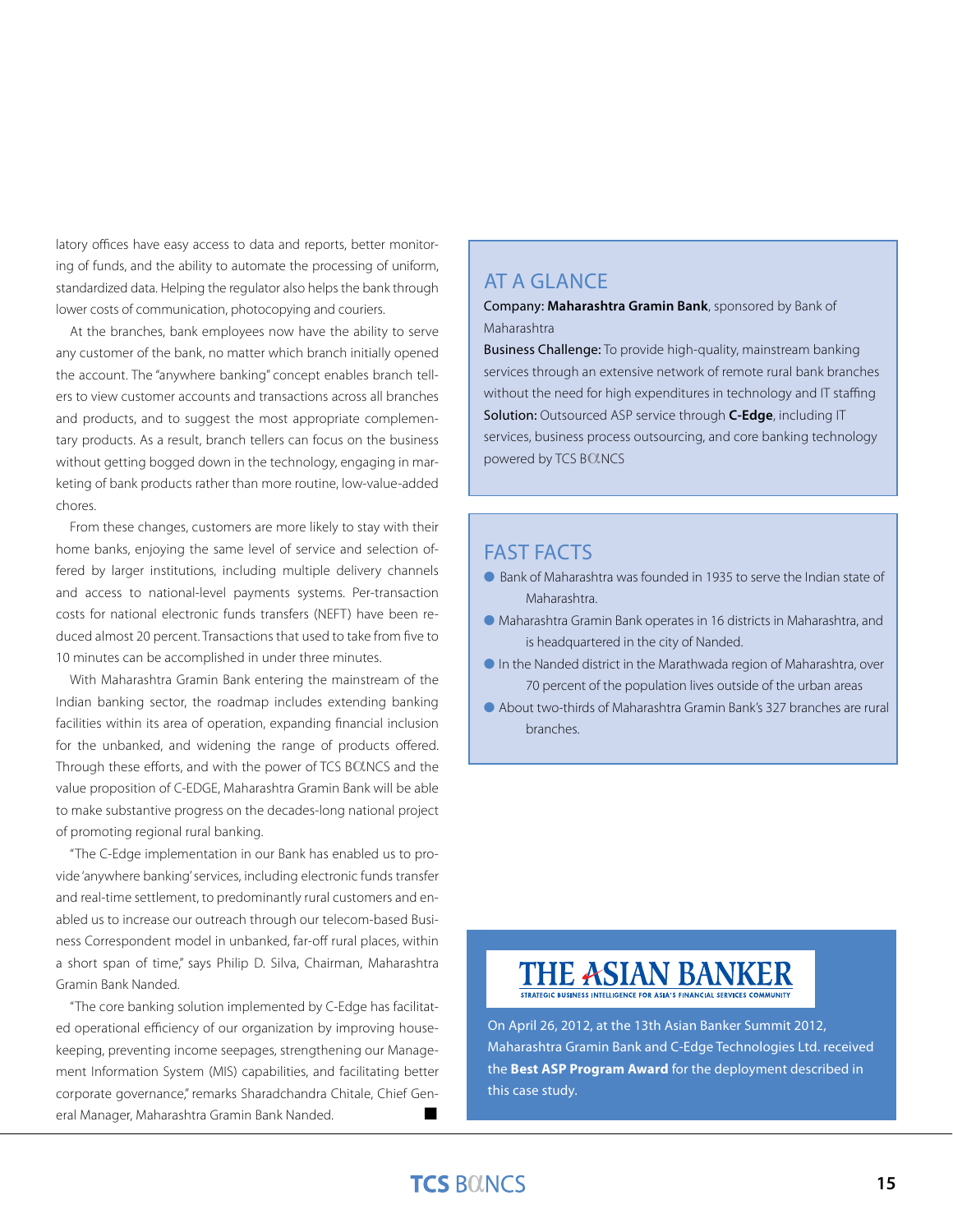latory offices have easy access to data and reports, better monitoring of funds, and the ability to automate the processing of uniform, standardized data. Helping the regulator also helps the bank through lower costs of communication, photocopying and couriers.

At the branches, bank employees now have the ability to serve any customer of the bank, no matter which branch initially opened the account. The "anywhere banking" concept enables branch tellers to view customer accounts and transactions across all branches and products, and to suggest the most appropriate complementary products. As a result, branch tellers can focus on the business without getting bogged down in the technology, engaging in marketing of bank products rather than more routine, low-value-added chores.

From these changes, customers are more likely to stay with their home banks, enjoying the same level of service and selection offered by larger institutions, including multiple delivery channels and access to national-level payments systems. Per-transaction costs for national electronic funds transfers (NEFT) have been reduced almost 20 percent. Transactions that used to take from five to 10 minutes can be accomplished in under three minutes.

With Maharashtra Gramin Bank entering the mainstream of the Indian banking sector, the roadmap includes extending banking facilities within its area of operation, expanding financial inclusion for the unbanked, and widening the range of products offered. Through these efforts, and with the power of TCS BαNCS and the value proposition of C-EDGE, Maharashtra Gramin Bank will be able to make substantive progress on the decades-long national project of promoting regional rural banking.

"The C-Edge implementation in our Bank has enabled us to provide 'anywhere banking' services, including electronic funds transfer and real-time settlement, to predominantly rural customers and enabled us to increase our outreach through our telecom-based Business Correspondent model in unbanked, far-off rural places, within a short span of time," says Philip D. Silva, Chairman, Maharashtra Gramin Bank Nanded.

"The core banking solution implemented by C-Edge has facilitated operational efficiency of our organization by improving housekeeping, preventing income seepages, strengthening our Management Information System (MIS) capabilities, and facilitating better corporate governance," remarks Sharadchandra Chitale, Chief General Manager, Maharashtra Gramin Bank Nanded. ■

## AT A GLANCE

**Company:** **Maharashtra Gramin Bank**, sponsored by Bank of Maharashtra

**Business Challenge:** To provide high-quality, mainstream banking services through an extensive network of remote rural bank branches without the need for high expenditures in technology and IT staffing

**Solution:** Outsourced ASP service through **C-Edge**, including IT services, business process outsourcing, and core banking technology powered by TCS BαNCS

## FAST FACTS

- Bank of Maharashtra was founded in 1935 to serve the Indian state of Maharashtra.
- Maharashtra Gramin Bank operates in 16 districts in Maharashtra, and is headquartered in the city of Nanded.
- In the Nanded district in the Marathwada region of Maharashtra, over 70 percent of the population lives outside of the urban areas
- About two-thirds of Maharashtra Gramin Bank's 327 branches are rural branches.

THE ASIAN BANKER
STRATEGIC BUSINESS INTELLIGENCE FOR ASIA'S FINANCIAL SERVICES COMMUNITY

On April 26, 2012, at the 13th Asian Banker Summit 2012, Maharashtra Gramin Bank and C-Edge Technologies Ltd. received the **Best ASP Program Award** for the deployment described in this case study.